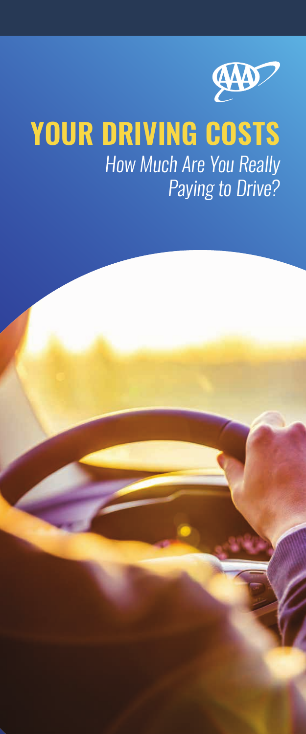# YOUR DRIVING COSTS

*How Much Are You Really Paying to Drive?*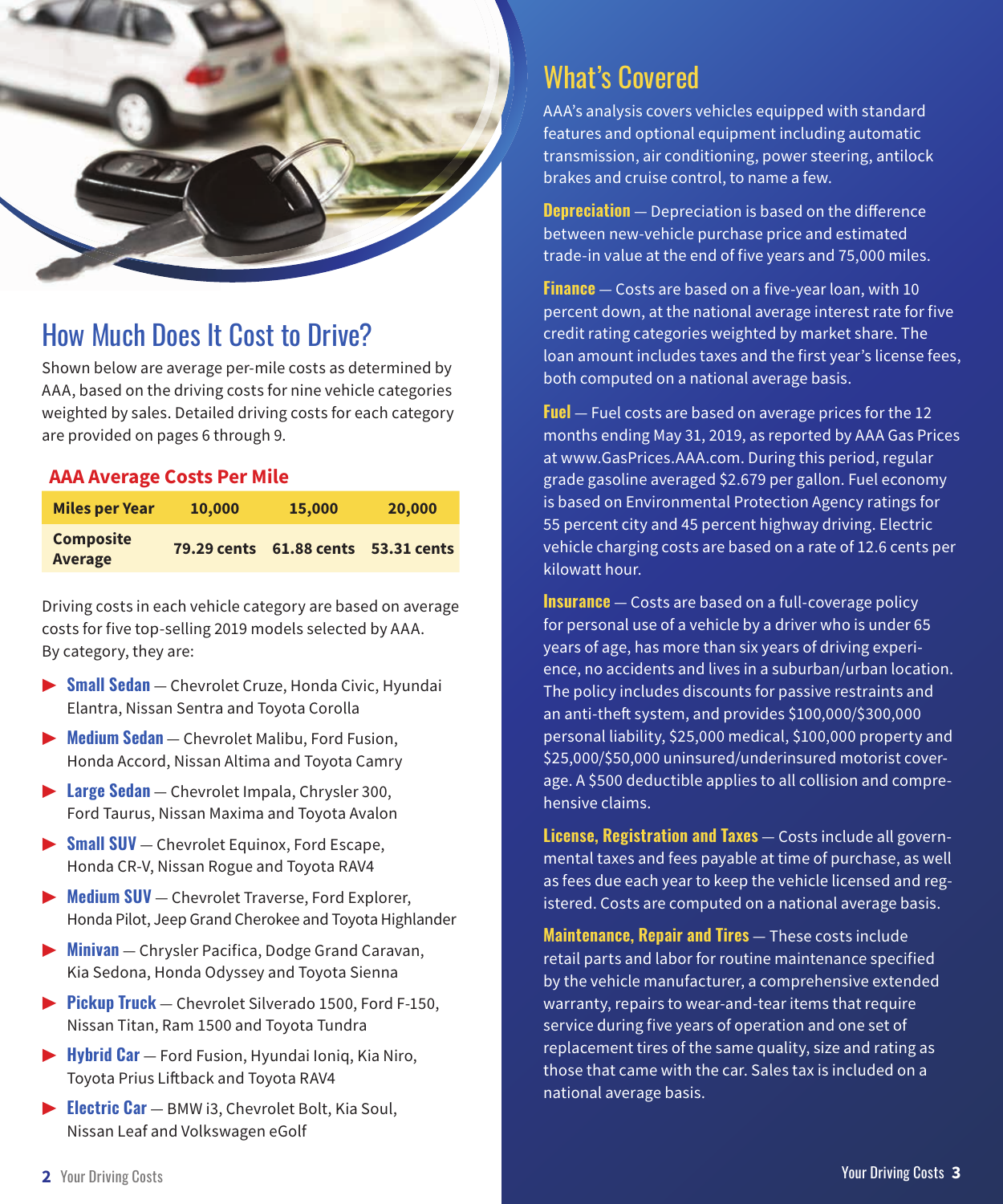## How Much Does It Cost to Drive?

Shown below are average per-mile costs as determined by AAA, based on the driving costs for nine vehicle categories weighted by sales. Detailed driving costs for each category are provided on pages 6 through 9.

### AAA Average Costs Per Mile

| Miles per Year | 10,000 | 15,000 | 20,000 |
|---|---|---|---|
| Composite Average | 79.29 cents | 61.88 cents | 53.31 cents |

Driving costs in each vehicle category are based on average costs for five top-selling 2019 models selected by AAA. By category, they are:

- **Small Sedan** — Chevrolet Cruze, Honda Civic, Hyundai Elantra, Nissan Sentra and Toyota Corolla
- **Medium Sedan** — Chevrolet Malibu, Ford Fusion, Honda Accord, Nissan Altima and Toyota Camry
- **Large Sedan** — Chevrolet Impala, Chrysler 300, Ford Taurus, Nissan Maxima and Toyota Avalon
- **Small SUV** — Chevrolet Equinox, Ford Escape, Honda CR-V, Nissan Rogue and Toyota RAV4
- **Medium SUV** — Chevrolet Traverse, Ford Explorer, Honda Pilot, Jeep Grand Cherokee and Toyota Highlander
- **Minivan** — Chrysler Pacifica, Dodge Grand Caravan, Kia Sedona, Honda Odyssey and Toyota Sienna
- **Pickup Truck** — Chevrolet Silverado 1500, Ford F-150, Nissan Titan, Ram 1500 and Toyota Tundra
- **Hybrid Car** — Ford Fusion, Hyundai Ioniq, Kia Niro, Toyota Prius Liftback and Toyota RAV4
- **Electric Car** — BMW i3, Chevrolet Bolt, Kia Soul, Nissan Leaf and Volkswagen eGolf

## What's Covered

AAA's analysis covers vehicles equipped with standard features and optional equipment including automatic transmission, air conditioning, power steering, antilock brakes and cruise control, to name a few.

**Depreciation** — Depreciation is based on the difference between new-vehicle purchase price and estimated trade-in value at the end of five years and 75,000 miles.

**Finance** — Costs are based on a five-year loan, with 10 percent down, at the national average interest rate for five credit rating categories weighted by market share. The loan amount includes taxes and the first year's license fees, both computed on a national average basis.

**Fuel** — Fuel costs are based on average prices for the 12 months ending May 31, 2019, as reported by AAA Gas Prices at www.GasPrices.AAA.com. During this period, regular grade gasoline averaged $2.679 per gallon. Fuel economy is based on Environmental Protection Agency ratings for 55 percent city and 45 percent highway driving. Electric vehicle charging costs are based on a rate of 12.6 cents per kilowatt hour.

**Insurance** — Costs are based on a full-coverage policy for personal use of a vehicle by a driver who is under 65 years of age, has more than six years of driving experience, no accidents and lives in a suburban/urban location. The policy includes discounts for passive restraints and an anti-theft system, and provides $100,000/$300,000 personal liability, $25,000 medical, $100,000 property and $25,000/$50,000 uninsured/underinsured motorist coverage. A $500 deductible applies to all collision and comprehensive claims.

**License, Registration and Taxes** — Costs include all governmental taxes and fees payable at time of purchase, as well as fees due each year to keep the vehicle licensed and registered. Costs are computed on a national average basis.

**Maintenance, Repair and Tires** — These costs include retail parts and labor for routine maintenance specified by the vehicle manufacturer, a comprehensive extended warranty, repairs to wear-and-tear items that require service during five years of operation and one set of replacement tires of the same quality, size and rating as those that came with the car. Sales tax is included on a national average basis.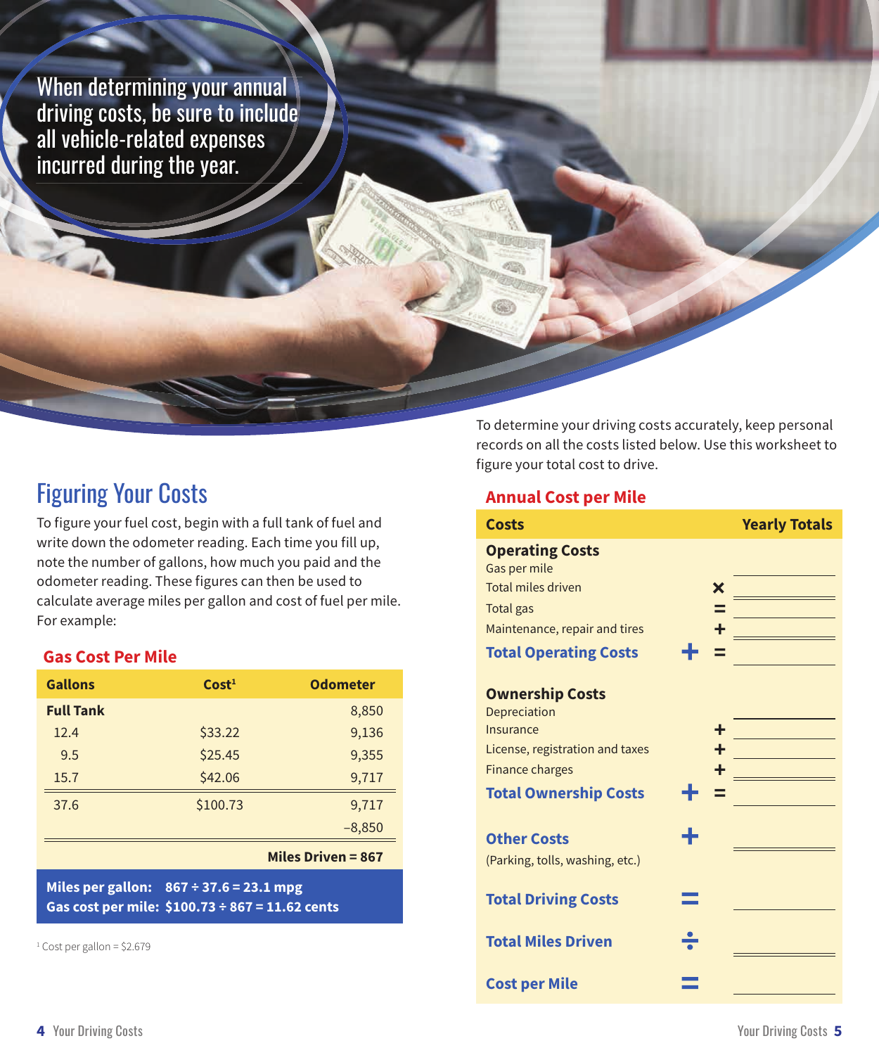When determining your annual driving costs, be sure to include all vehicle-related expenses incurred during the year.

## Figuring Your Costs

To figure your fuel cost, begin with a full tank of fuel and write down the odometer reading. Each time you fill up, note the number of gallons, how much you paid and the odometer reading. These figures can then be used to calculate average miles per gallon and cost of fuel per mile. For example:

### Gas Cost Per Mile

| Gallons | Cost[1] | Odometer |
|---|---|---|
| **Full Tank** | | 8,850 |
| 12.4 | $33.22 | 9,136 |
| 9.5 | $25.45 | 9,355 |
| 15.7 | $42.06 | 9,717 |
| 37.6 | $100.73 | 9,717 |
| | | –8,850 |
| | | **Miles Driven = 867** |

**Miles per gallon: 867 ÷ 37.6 = 23.1 mpg**
**Gas cost per mile: $100.73 ÷ 867 = 11.62 cents**

[1] Cost per gallon = $2.679

To determine your driving costs accurately, keep personal records on all the costs listed below. Use this worksheet to figure your total cost to drive.

### Annual Cost per Mile

| Costs | | | Yearly Totals |
|---|---|---|---|
| **Operating Costs** | | | |
| Gas per mile | | | ______ |
| Total miles driven | | × | ______ |
| Total gas | | = | ______ |
| Maintenance, repair and tires | | + | ______ |
| **Total Operating Costs** | + | = | ______ |
| **Ownership Costs** | | | |
| Depreciation | | | ______ |
| Insurance | | + | ______ |
| License, registration and taxes | | + | ______ |
| Finance charges | | + | ______ |
| **Total Ownership Costs** | + | = | ______ |
| **Other Costs** (Parking, tolls, washing, etc.) | + | | ______ |
| **Total Driving Costs** | = | | ______ |
| **Total Miles Driven** | ÷ | | ______ |
| **Cost per Mile** | = | | ______ |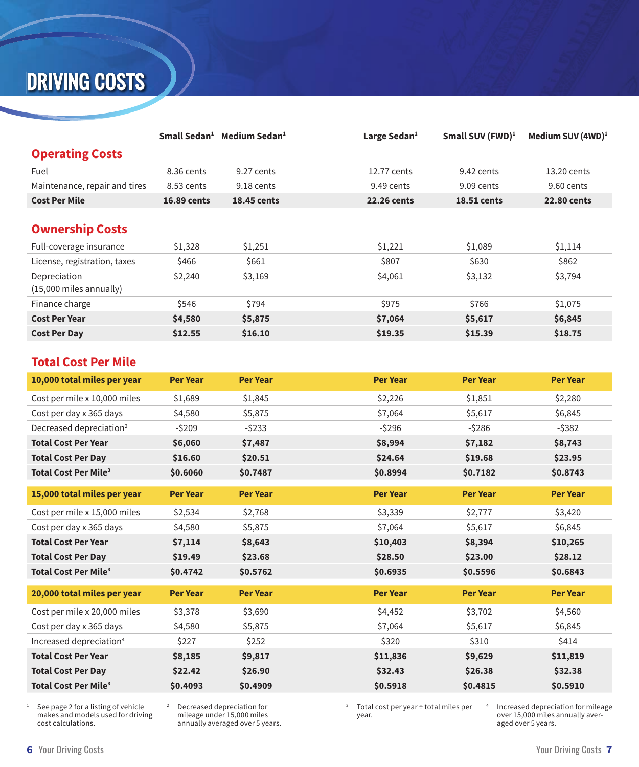# DRIVING COSTS

| | Small Sedan[1] | Medium Sedan[1] | Large Sedan[1] | Small SUV (FWD)[1] | Medium SUV (4WD)[1] |
|---|---|---|---|---|---|
| **Operating Costs** | | | | | |
| Fuel | 8.36 cents | 9.27 cents | 12.77 cents | 9.42 cents | 13.20 cents |
| Maintenance, repair and tires | 8.53 cents | 9.18 cents | 9.49 cents | 9.09 cents | 9.60 cents |
| **Cost Per Mile** | **16.89 cents** | **18.45 cents** | **22.26 cents** | **18.51 cents** | **22.80 cents** |
| **Ownership Costs** | | | | | |
| Full-coverage insurance | $1,328 | $1,251 | $1,221 | $1,089 | $1,114 |
| License, registration, taxes | $466 | $661 | $807 | $630 | $862 |
| Depreciation (15,000 miles annually) | $2,240 | $3,169 | $4,061 | $3,132 | $3,794 |
| Finance charge | $546 | $794 | $975 | $766 | $1,075 |
| **Cost Per Year** | **$4,580** | **$5,875** | **$7,064** | **$5,617** | **$6,845** |
| **Cost Per Day** | **$12.55** | **$16.10** | **$19.35** | **$15.39** | **$18.75** |

## Total Cost Per Mile

| **10,000 total miles per year** | **Per Year** | **Per Year** | **Per Year** | **Per Year** | **Per Year** |
|---|---|---|---|---|---|
| Cost per mile x 10,000 miles | $1,689 | $1,845 | $2,226 | $1,851 | $2,280 |
| Cost per day x 365 days | $4,580 | $5,875 | $7,064 | $5,617 | $6,845 |
| Decreased depreciation[2] | -$209 | -$233 | -$296 | -$286 | -$382 |
| **Total Cost Per Year** | **$6,060** | **$7,487** | **$8,994** | **$7,182** | **$8,743** |
| **Total Cost Per Day** | **$16.60** | **$20.51** | **$24.64** | **$19.68** | **$23.95** |
| **Total Cost Per Mile[3]** | **$0.6060** | **$0.7487** | **$0.8994** | **$0.7182** | **$0.8743** |

| **15,000 total miles per year** | **Per Year** | **Per Year** | **Per Year** | **Per Year** | **Per Year** |
|---|---|---|---|---|---|
| Cost per mile x 15,000 miles | $2,534 | $2,768 | $3,339 | $2,777 | $3,420 |
| Cost per day x 365 days | $4,580 | $5,875 | $7,064 | $5,617 | $6,845 |
| **Total Cost Per Year** | **$7,114** | **$8,643** | **$10,403** | **$8,394** | **$10,265** |
| **Total Cost Per Day** | **$19.49** | **$23.68** | **$28.50** | **$23.00** | **$28.12** |
| **Total Cost Per Mile[3]** | **$0.4742** | **$0.5762** | **$0.6935** | **$0.5596** | **$0.6843** |

| **20,000 total miles per year** | **Per Year** | **Per Year** | **Per Year** | **Per Year** | **Per Year** |
|---|---|---|---|---|---|
| Cost per mile x 20,000 miles | $3,378 | $3,690 | $4,452 | $3,702 | $4,560 |
| Cost per day x 365 days | $4,580 | $5,875 | $7,064 | $5,617 | $6,845 |
| Increased depreciation[4] | $227 | $252 | $320 | $310 | $414 |
| **Total Cost Per Year** | **$8,185** | **$9,817** | **$11,836** | **$9,629** | **$11,819** |
| **Total Cost Per Day** | **$22.42** | **$26.90** | **$32.43** | **$26.38** | **$32.38** |
| **Total Cost Per Mile[3]** | **$0.4093** | **$0.4909** | **$0.5918** | **$0.4815** | **$0.5910** |

[1] See page 2 for a listing of vehicle makes and models used for driving cost calculations.

[2] Decreased depreciation for mileage under 15,000 miles annually averaged over 5 years.

[3] Total cost per year ÷ total miles per year.

[4] Increased depreciation for mileage over 15,000 miles annually averaged over 5 years.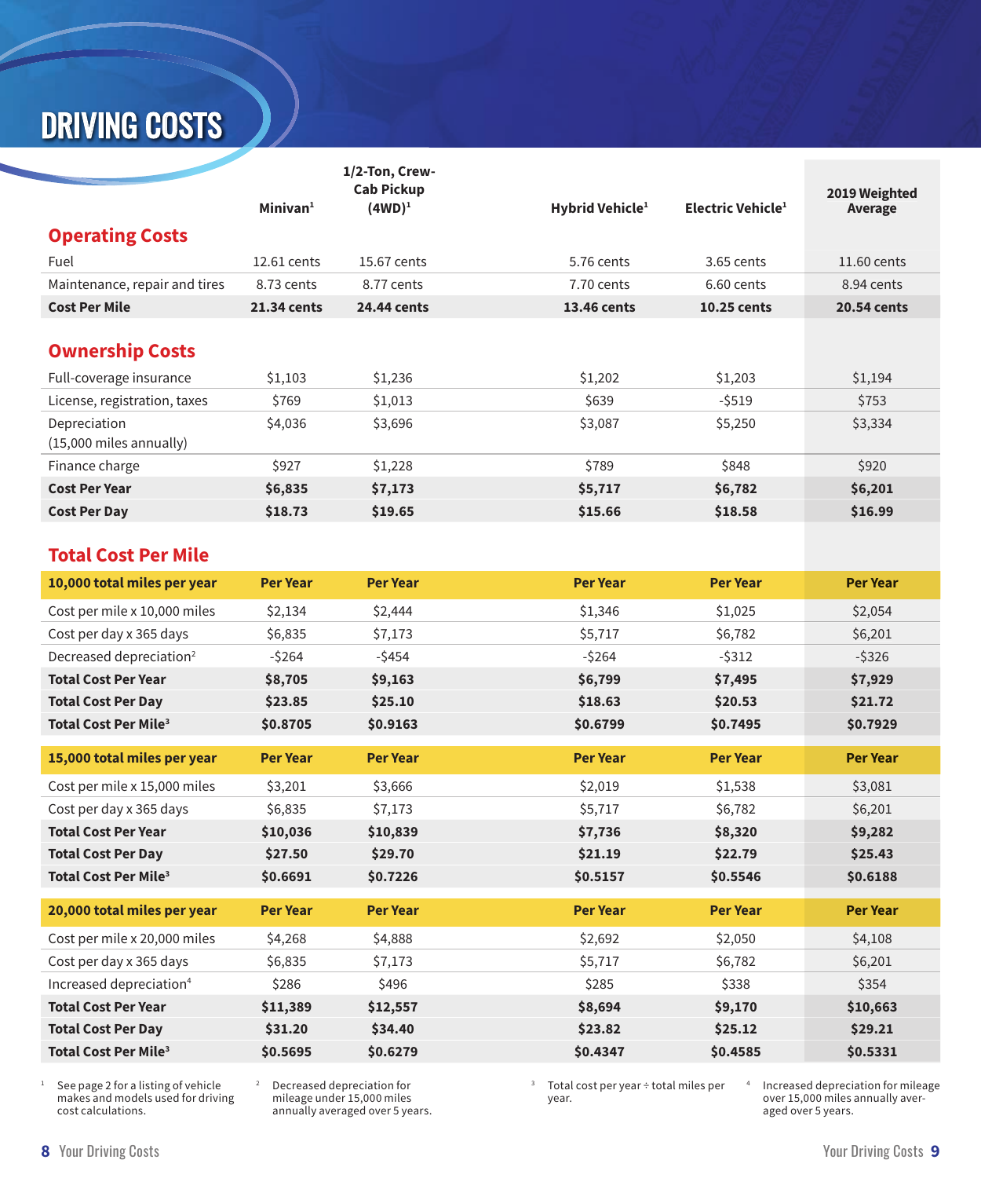# DRIVING COSTS

| | Minivan[1] | 1/2-Ton, Crew-Cab Pickup (4WD)[1] | Hybrid Vehicle[1] | Electric Vehicle[1] | 2019 Weighted Average |
|---|---|---|---|---|---|
| **Operating Costs** | | | | | |
| Fuel | 12.61 cents | 15.67 cents | 5.76 cents | 3.65 cents | 11.60 cents |
| Maintenance, repair and tires | 8.73 cents | 8.77 cents | 7.70 cents | 6.60 cents | 8.94 cents |
| **Cost Per Mile** | **21.34 cents** | **24.44 cents** | **13.46 cents** | **10.25 cents** | **20.54 cents** |
| **Ownership Costs** | | | | | |
| Full-coverage insurance | $1,103 | $1,236 | $1,202 | $1,203 | $1,194 |
| License, registration, taxes | $769 | $1,013 | $639 | -$519 | $753 |
| Depreciation (15,000 miles annually) | $4,036 | $3,696 | $3,087 | $5,250 | $3,334 |
| Finance charge | $927 | $1,228 | $789 | $848 | $920 |
| **Cost Per Year** | **$6,835** | **$7,173** | **$5,717** | **$6,782** | **$6,201** |
| **Cost Per Day** | **$18.73** | **$19.65** | **$15.66** | **$18.58** | **$16.99** |

## Total Cost Per Mile

| **10,000 total miles per year** | **Per Year** | **Per Year** | **Per Year** | **Per Year** | **Per Year** |
|---|---|---|---|---|---|
| Cost per mile x 10,000 miles | $2,134 | $2,444 | $1,346 | $1,025 | $2,054 |
| Cost per day x 365 days | $6,835 | $7,173 | $5,717 | $6,782 | $6,201 |
| Decreased depreciation[2] | -$264 | -$454 | -$264 | -$312 | -$326 |
| **Total Cost Per Year** | **$8,705** | **$9,163** | **$6,799** | **$7,495** | **$7,929** |
| **Total Cost Per Day** | **$23.85** | **$25.10** | **$18.63** | **$20.53** | **$21.72** |
| **Total Cost Per Mile[3]** | **$0.8705** | **$0.9163** | **$0.6799** | **$0.7495** | **$0.7929** |

| **15,000 total miles per year** | **Per Year** | **Per Year** | **Per Year** | **Per Year** | **Per Year** |
|---|---|---|---|---|---|
| Cost per mile x 15,000 miles | $3,201 | $3,666 | $2,019 | $1,538 | $3,081 |
| Cost per day x 365 days | $6,835 | $7,173 | $5,717 | $6,782 | $6,201 |
| **Total Cost Per Year** | **$10,036** | **$10,839** | **$7,736** | **$8,320** | **$9,282** |
| **Total Cost Per Day** | **$27.50** | **$29.70** | **$21.19** | **$22.79** | **$25.43** |
| **Total Cost Per Mile[3]** | **$0.6691** | **$0.7226** | **$0.5157** | **$0.5546** | **$0.6188** |

| **20,000 total miles per year** | **Per Year** | **Per Year** | **Per Year** | **Per Year** | **Per Year** |
|---|---|---|---|---|---|
| Cost per mile x 20,000 miles | $4,268 | $4,888 | $2,692 | $2,050 | $4,108 |
| Cost per day x 365 days | $6,835 | $7,173 | $5,717 | $6,782 | $6,201 |
| Increased depreciation[4] | $286 | $496 | $285 | $338 | $354 |
| **Total Cost Per Year** | **$11,389** | **$12,557** | **$8,694** | **$9,170** | **$10,663** |
| **Total Cost Per Day** | **$31.20** | **$34.40** | **$23.82** | **$25.12** | **$29.21** |
| **Total Cost Per Mile[3]** | **$0.5695** | **$0.6279** | **$0.4347** | **$0.4585** | **$0.5331** |

[1] See page 2 for a listing of vehicle makes and models used for driving cost calculations.

[2] Decreased depreciation for mileage under 15,000 miles annually averaged over 5 years.

[3] Total cost per year ÷ total miles per year.

[4] Increased depreciation for mileage over 15,000 miles annually averaged over 5 years.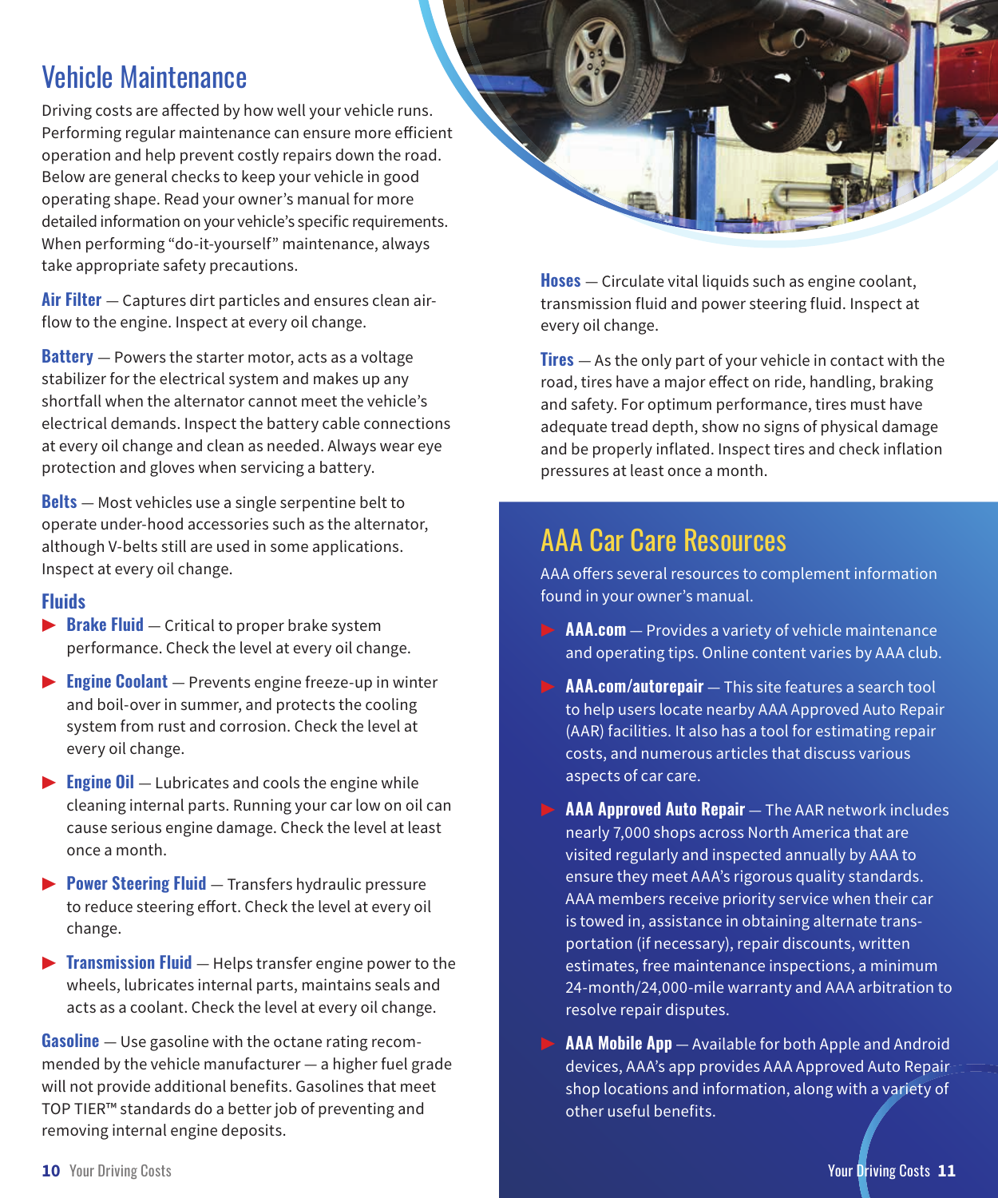## Vehicle Maintenance

Driving costs are affected by how well your vehicle runs. Performing regular maintenance can ensure more efficient operation and help prevent costly repairs down the road. Below are general checks to keep your vehicle in good operating shape. Read your owner's manual for more detailed information on your vehicle's specific requirements. When performing "do-it-yourself" maintenance, always take appropriate safety precautions.

**Air Filter** — Captures dirt particles and ensures clean airflow to the engine. Inspect at every oil change.

**Battery** — Powers the starter motor, acts as a voltage stabilizer for the electrical system and makes up any shortfall when the alternator cannot meet the vehicle's electrical demands. Inspect the battery cable connections at every oil change and clean as needed. Always wear eye protection and gloves when servicing a battery.

**Belts** — Most vehicles use a single serpentine belt to operate under-hood accessories such as the alternator, although V-belts still are used in some applications. Inspect at every oil change.

### Fluids

- **Brake Fluid** — Critical to proper brake system performance. Check the level at every oil change.
- **Engine Coolant** — Prevents engine freeze-up in winter and boil-over in summer, and protects the cooling system from rust and corrosion. Check the level at every oil change.
- **Engine Oil** — Lubricates and cools the engine while cleaning internal parts. Running your car low on oil can cause serious engine damage. Check the level at least once a month.
- **Power Steering Fluid** — Transfers hydraulic pressure to reduce steering effort. Check the level at every oil change.
- **Transmission Fluid** — Helps transfer engine power to the wheels, lubricates internal parts, maintains seals and acts as a coolant. Check the level at every oil change.

**Gasoline** — Use gasoline with the octane rating recommended by the vehicle manufacturer — a higher fuel grade will not provide additional benefits. Gasolines that meet TOP TIER™ standards do a better job of preventing and removing internal engine deposits.

**Hoses** — Circulate vital liquids such as engine coolant, transmission fluid and power steering fluid. Inspect at every oil change.

**Tires** — As the only part of your vehicle in contact with the road, tires have a major effect on ride, handling, braking and safety. For optimum performance, tires must have adequate tread depth, show no signs of physical damage and be properly inflated. Inspect tires and check inflation pressures at least once a month.

## AAA Car Care Resources

AAA offers several resources to complement information found in your owner's manual.

- **AAA.com** — Provides a variety of vehicle maintenance and operating tips. Online content varies by AAA club.
- **AAA.com/autorepair** — This site features a search tool to help users locate nearby AAA Approved Auto Repair (AAR) facilities. It also has a tool for estimating repair costs, and numerous articles that discuss various aspects of car care.
- **AAA Approved Auto Repair** — The AAR network includes nearly 7,000 shops across North America that are visited regularly and inspected annually by AAA to ensure they meet AAA's rigorous quality standards. AAA members receive priority service when their car is towed in, assistance in obtaining alternate transportation (if necessary), repair discounts, written estimates, free maintenance inspections, a minimum 24-month/24,000-mile warranty and AAA arbitration to resolve repair disputes.
- **AAA Mobile App** — Available for both Apple and Android devices, AAA's app provides AAA Approved Auto Repair shop locations and information, along with a variety of other useful benefits.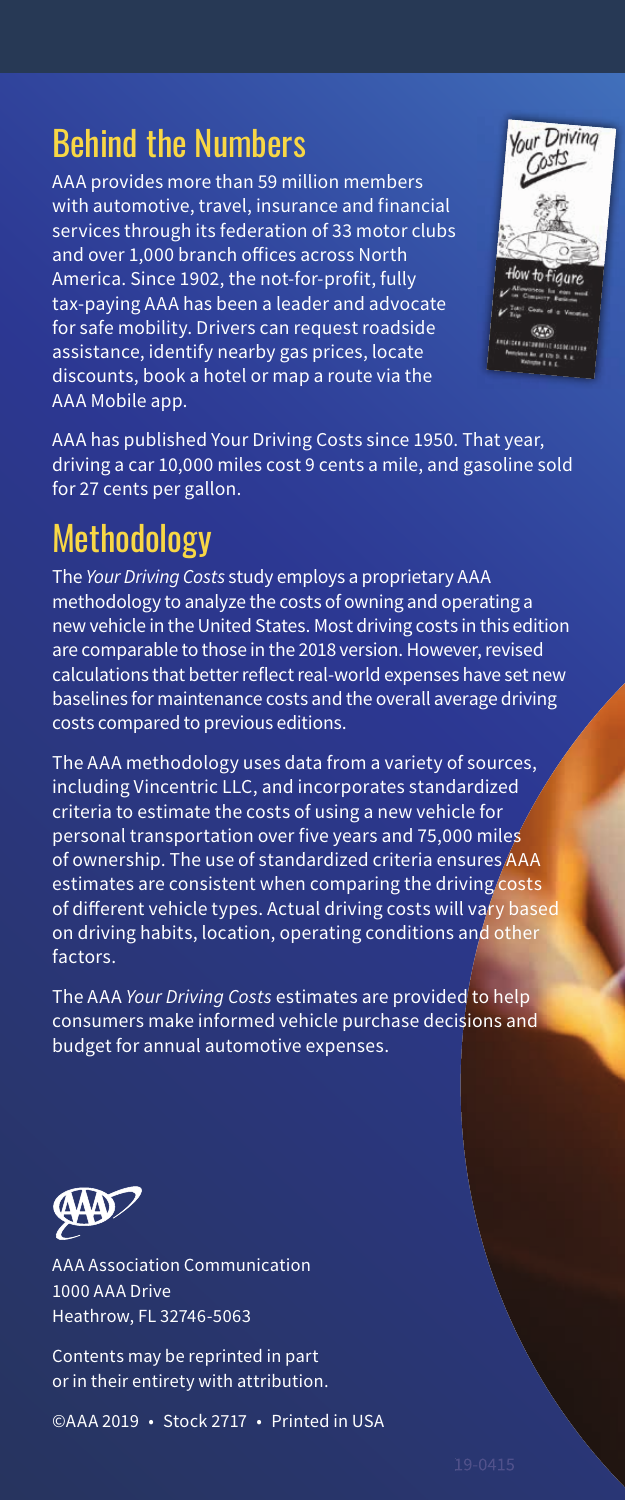## Behind the Numbers

AAA provides more than 59 million members with automotive, travel, insurance and financial services through its federation of 33 motor clubs and over 1,000 branch offices across North America. Since 1902, the not-for-profit, fully tax-paying AAA has been a leader and advocate for safe mobility. Drivers can request roadside assistance, identify nearby gas prices, locate discounts, book a hotel or map a route via the AAA Mobile app.

AAA has published Your Driving Costs since 1950. That year, driving a car 10,000 miles cost 9 cents a mile, and gasoline sold for 27 cents per gallon.

## Methodology

The *Your Driving Costs* study employs a proprietary AAA methodology to analyze the costs of owning and operating a new vehicle in the United States. Most driving costs in this edition are comparable to those in the 2018 version. However, revised calculations that better reflect real-world expenses have set new baselines for maintenance costs and the overall average driving costs compared to previous editions.

The AAA methodology uses data from a variety of sources, including Vincentric LLC, and incorporates standardized criteria to estimate the costs of using a new vehicle for personal transportation over five years and 75,000 miles of ownership. The use of standardized criteria ensures AAA estimates are consistent when comparing the driving costs of different vehicle types. Actual driving costs will vary based on driving habits, location, operating conditions and other factors.

The AAA *Your Driving Costs* estimates are provided to help consumers make informed vehicle purchase decisions and budget for annual automotive expenses.

AAA Association Communication
1000 AAA Drive
Heathrow, FL 32746-5063

Contents may be reprinted in part or in their entirety with attribution.

©AAA 2019 • Stock 2717 • Printed in USA

19-0415